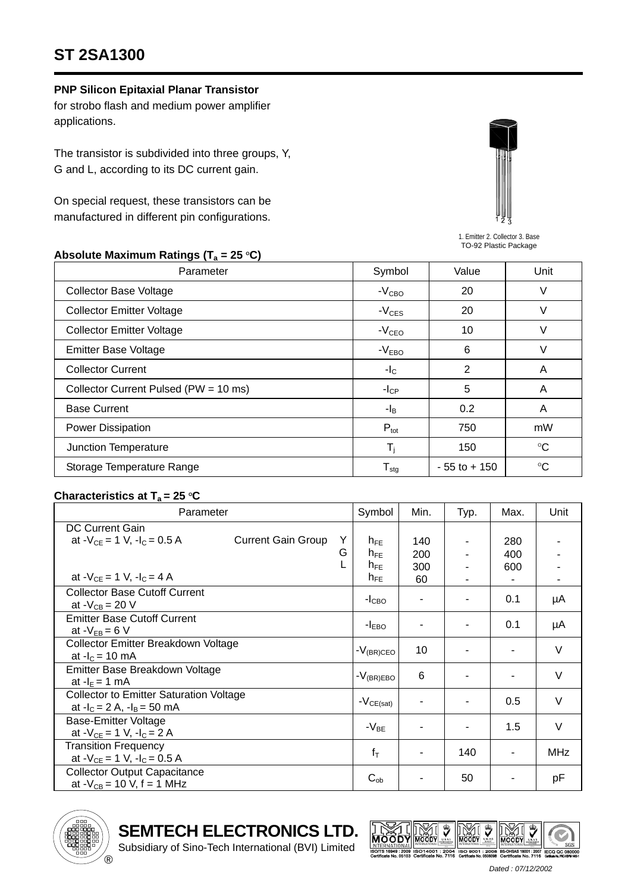# ST 2SA1300

**PNP Silicon Epitaxial Planar Transistor**
for strobo flash and medium power amplifier applications.

The transistor is subdivided into three groups, Y, G and L, according to its DC current gain.

On special request, these transistors can be manufactured in different pin configurations.

1. Emitter 2. Collector 3. Base
TO-92 Plastic Package

**Absolute Maximum Ratings ($T_a$ = 25 °C)**

| Parameter | Symbol | Value | Unit |
|---|---|---|---|
| Collector Base Voltage | $-V_{CBO}$ | 20 | V |
| Collector Emitter Voltage | $-V_{CES}$ | 20 | V |
| Collector Emitter Voltage | $-V_{CEO}$ | 10 | V |
| Emitter Base Voltage | $-V_{EBO}$ | 6 | V |
| Collector Current | $-I_C$ | 2 | A |
| Collector Current Pulsed (PW = 10 ms) | $-I_{CP}$ | 5 | A |
| Base Current | $-I_B$ | 0.2 | A |
| Power Dissipation | $P_{tot}$ | 750 | mW |
| Junction Temperature | $T_j$ | 150 | °C |
| Storage Temperature Range | $T_{stg}$ | - 55 to + 150 | °C |

**Characteristics at $T_a$ = 25 °C**

| Parameter | Symbol | Min. | Typ. | Max. | Unit |
|---|---|---|---|---|---|
| DC Current Gain<br>at $-V_{CE}$ = 1 V, $-I_C$ = 0.5 A Current Gain Group Y<br>G<br>L<br>at $-V_{CE}$ = 1 V, $-I_C$ = 4 A | $h_{FE}$<br>$h_{FE}$<br>$h_{FE}$<br>$h_{FE}$ | 140<br>200<br>300<br>60 | -<br>-<br>-<br>- | 280<br>400<br>600<br>- | -<br>-<br>-<br>- |
| Collector Base Cutoff Current<br>at $-V_{CB}$ = 20 V | $-I_{CBO}$ | - | - | 0.1 | µA |
| Emitter Base Cutoff Current<br>at $-V_{EB}$ = 6 V | $-I_{EBO}$ | - | - | 0.1 | µA |
| Collector Emitter Breakdown Voltage<br>at $-I_C$ = 10 mA | $-V_{(BR)CEO}$ | 10 | - | - | V |
| Emitter Base Breakdown Voltage<br>at $-I_E$ = 1 mA | $-V_{(BR)EBO}$ | 6 | - | - | V |
| Collector to Emitter Saturation Voltage<br>at $-I_C$ = 2 A, $-I_B$ = 50 mA | $-V_{CE(sat)}$ | - | - | 0.5 | V |
| Base-Emitter Voltage<br>at $-V_{CE}$ = 1 V, $-I_C$ = 2 A | $-V_{BE}$ | - | - | 1.5 | V |
| Transition Frequency<br>at $-V_{CE}$ = 1 V, $-I_C$ = 0.5 A | $f_T$ | - | 140 | - | MHz |
| Collector Output Capacitance<br>at $-V_{CB}$ = 10 V, f = 1 MHz | $C_{ob}$ | - | 50 | - | pF |

**SEMTECH ELECTRONICS LTD.**
Subsidiary of Sino-Tech International (BVI) Limited

ISO/TS 16949 : 2009 Certificate No. 05103 | ISO14001 : 2004 Certificate No. 7116 | ISO 9001 : 2008 Certificate No. 0505098 | BS-OHSAS 18001 : 2007 Certificate No. 7116 | IECQ QC 080000

Dated : 07/12/2002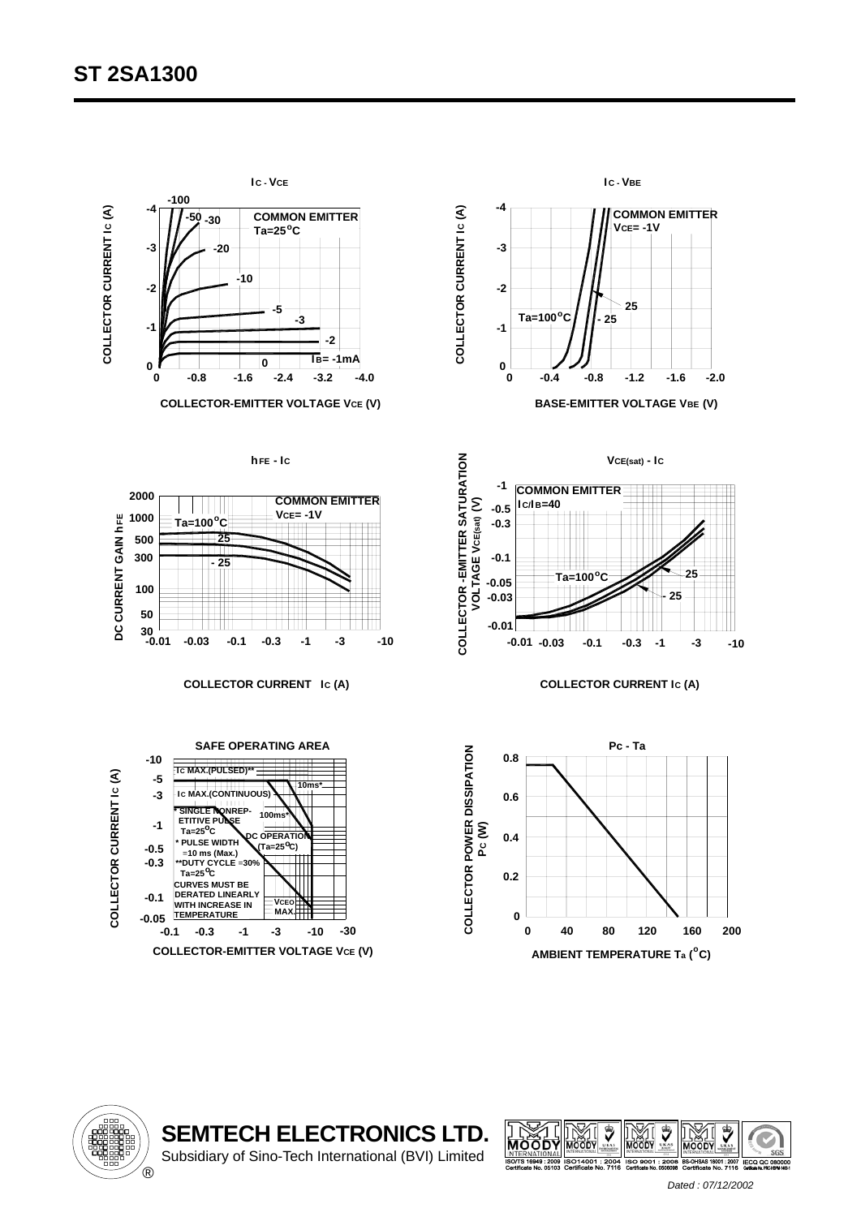# ST 2SA1300

IC - VCE

COLLECTOR CURRENT IC (A)

-4
-3
-2
-1
0

-100
-50 -30
-20
-10
-5
-3
-2
IB= -1mA
0

COMMON EMITTER
Ta=25°C

0 -0.8 -1.6 -2.4 -3.2 -4.0

COLLECTOR-EMITTER VOLTAGE VCE (V)

IC - VBE

COLLECTOR CURRENT IC (A)

-4
-3
-2
-1
0

COMMON EMITTER
VCE= -1V

Ta=100°C
25
- 25

0 -0.4 -0.8 -1.2 -1.6 -2.0

BASE-EMITTER VOLTAGE VBE (V)

hFE - IC

DC CURRENT GAIN hFE

2000
1000
500
300
100
50
30

COMMON EMITTER
VCE= -1V

Ta=100°C
25
- 25

-0.01 -0.03 -0.1 -0.3 -1 -3 -10

COLLECTOR CURRENT IC (A)

VCE(sat) - IC

COLLECTOR -EMITTER SATURATION VOLTAGE VCE(sat) (V)

-1
-0.5
-0.3
-0.1
-0.05
-0.03
-0.01

COMMON EMITTER
IC/IB=40

Ta=100°C
25
- 25

-0.01 -0.03 -0.1 -0.3 -1 -3 -10

COLLECTOR CURRENT IC (A)

SAFE OPERATING AREA

COLLECTOR CURRENT IC (A)

-10
-5
-3
-1
-0.5
-0.3
-0.1
-0.05

IC MAX.(PULSED)**
IC MAX.(CONTINUOUS)
10ms*
100ms*
DC OPERATION (Ta=25°C)
VCEO MAX.

* SINGLE NONREPETITIVE PULSE Ta=25°C
* PULSE WIDTH =10 ms (Max.)
**DUTY CYCLE =30% Ta=25°C
CURVES MUST BE DERATED LINEARLY WITH INCREASE IN TEMPERATURE

-0.1 -0.3 -1 -3 -10 -30

COLLECTOR-EMITTER VOLTAGE VCE (V)

Pc - Ta

COLLECTOR POWER DISSIPATION PC (W)

0.8
0.6
0.4
0.2
0

0 40 80 120 160 200

AMBIENT TEMPERATURE Ta (°C)

**SEMTECH ELECTRONICS LTD.**

Subsidiary of Sino-Tech International (BVI) Limited

ISO/TS 16949 : 2009 Certificate No. 05103 | ISO14001 : 2004 Certificate No. 7116 | ISO 9001 : 2008 Certificate No. 0505098 | BS-OHSAS 18001 : 2007 Certificate No. 7116 | IECQ QC 080000

Dated : 07/12/2002